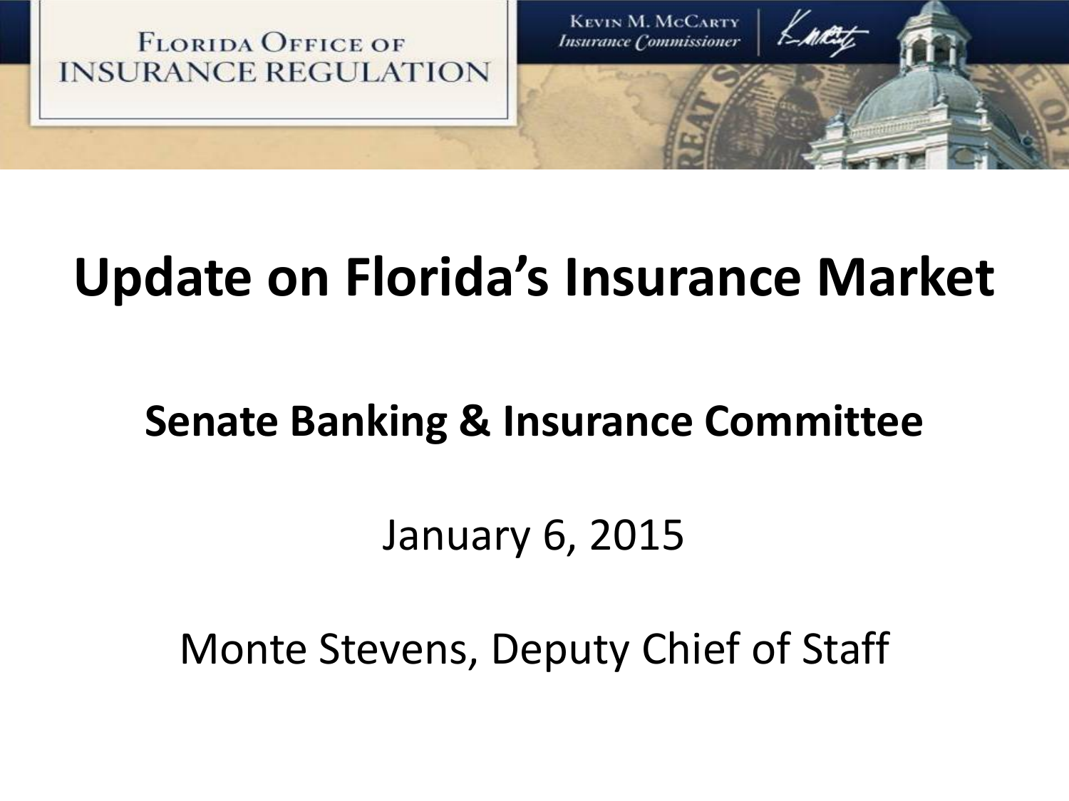FLORIDA OFFICE OF INSURANCE REGULATION

KEVIN M. MCCARTY
*Insurance Commissioner*

# Update on Florida's Insurance Market

## Senate Banking & Insurance Committee

January 6, 2015

Monte Stevens, Deputy Chief of Staff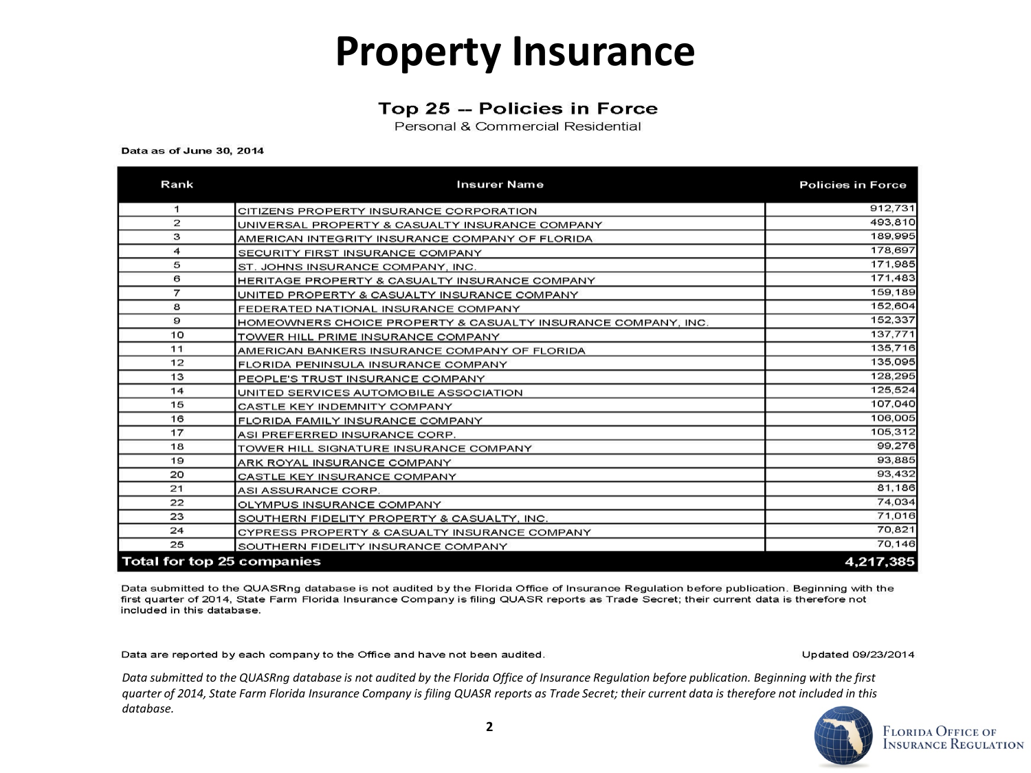# Property Insurance

## Top 25 -- Policies in Force

Personal & Commercial Residential

**Data as of June 30, 2014**

| Rank | Insurer Name | Policies in Force |
|---|---|---|
| 1 | CITIZENS PROPERTY INSURANCE CORPORATION | 912,731 |
| 2 | UNIVERSAL PROPERTY & CASUALTY INSURANCE COMPANY | 493,810 |
| 3 | AMERICAN INTEGRITY INSURANCE COMPANY OF FLORIDA | 189,995 |
| 4 | SECURITY FIRST INSURANCE COMPANY | 178,697 |
| 5 | ST. JOHNS INSURANCE COMPANY, INC. | 171,985 |
| 6 | HERITAGE PROPERTY & CASUALTY INSURANCE COMPANY | 171,483 |
| 7 | UNITED PROPERTY & CASUALTY INSURANCE COMPANY | 159,189 |
| 8 | FEDERATED NATIONAL INSURANCE COMPANY | 152,604 |
| 9 | HOMEOWNERS CHOICE PROPERTY & CASUALTY INSURANCE COMPANY, INC. | 152,337 |
| 10 | TOWER HILL PRIME INSURANCE COMPANY | 137,771 |
| 11 | AMERICAN BANKERS INSURANCE COMPANY OF FLORIDA | 135,716 |
| 12 | FLORIDA PENINSULA INSURANCE COMPANY | 135,095 |
| 13 | PEOPLE'S TRUST INSURANCE COMPANY | 128,295 |
| 14 | UNITED SERVICES AUTOMOBILE ASSOCIATION | 125,524 |
| 15 | CASTLE KEY INDEMNITY COMPANY | 107,040 |
| 16 | FLORIDA FAMILY INSURANCE COMPANY | 106,005 |
| 17 | ASI PREFERRED INSURANCE CORP. | 105,312 |
| 18 | TOWER HILL SIGNATURE INSURANCE COMPANY | 99,276 |
| 19 | ARK ROYAL INSURANCE COMPANY | 93,885 |
| 20 | CASTLE KEY INSURANCE COMPANY | 93,432 |
| 21 | ASI ASSURANCE CORP. | 81,186 |
| 22 | OLYMPUS INSURANCE COMPANY | 74,034 |
| 23 | SOUTHERN FIDELITY PROPERTY & CASUALTY, INC. | 71,016 |
| 24 | CYPRESS PROPERTY & CASUALTY INSURANCE COMPANY | 70,821 |
| 25 | SOUTHERN FIDELITY INSURANCE COMPANY | 70,146 |
| **Total for top 25 companies** | | **4,217,385** |

Data submitted to the QUASRng database is not audited by the Florida Office of Insurance Regulation before publication. Beginning with the first quarter of 2014, State Farm Florida Insurance Company is filing QUASR reports as Trade Secret; their current data is therefore not included in this database.

Data are reported by each company to the Office and have not been audited. Updated 09/23/2014

*Data submitted to the QUASRng database is not audited by the Florida Office of Insurance Regulation before publication. Beginning with the first quarter of 2014, State Farm Florida Insurance Company is filing QUASR reports as Trade Secret; their current data is therefore not included in this database.*

Florida Office of Insurance Regulation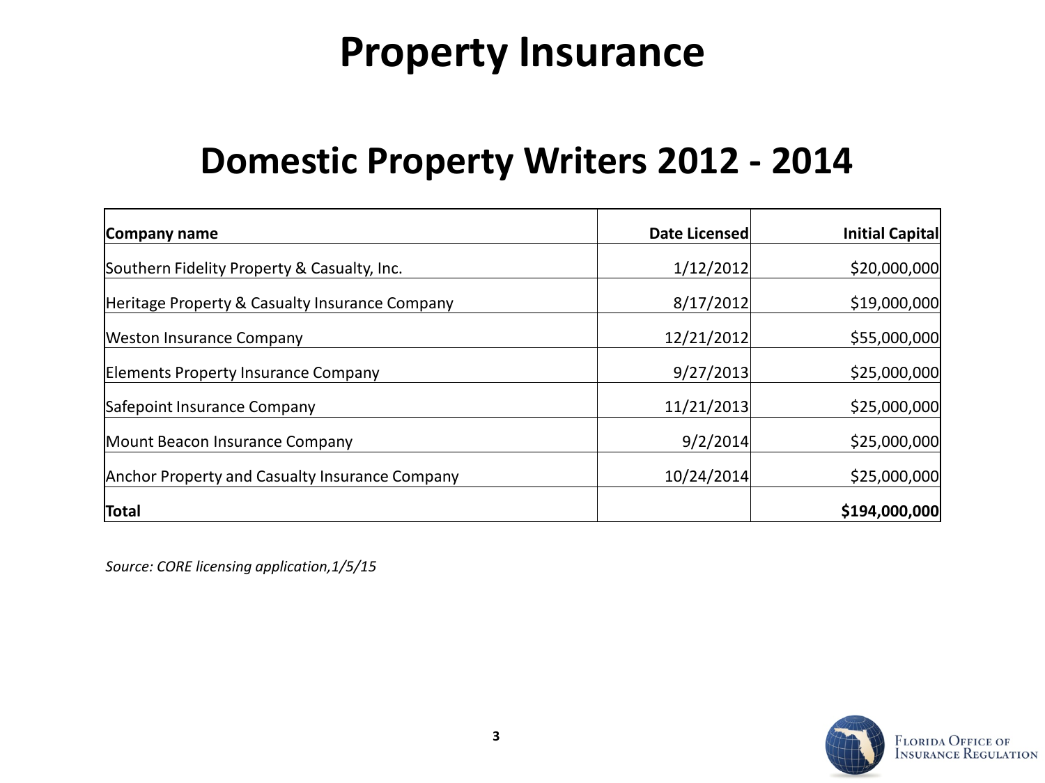# Property Insurance

## Domestic Property Writers 2012 - 2014

| Company name | Date Licensed | Initial Capital |
|---|---:|---:|
| Southern Fidelity Property & Casualty, Inc. | 1/12/2012 | $20,000,000 |
| Heritage Property & Casualty Insurance Company | 8/17/2012 | $19,000,000 |
| Weston Insurance Company | 12/21/2012 | $55,000,000 |
| Elements Property Insurance Company | 9/27/2013 | $25,000,000 |
| Safepoint Insurance Company | 11/21/2013 | $25,000,000 |
| Mount Beacon Insurance Company | 9/2/2014 | $25,000,000 |
| Anchor Property and Casualty Insurance Company | 10/24/2014 | $25,000,000 |
| **Total** | | **$194,000,000** |

*Source: CORE licensing application,1/5/15*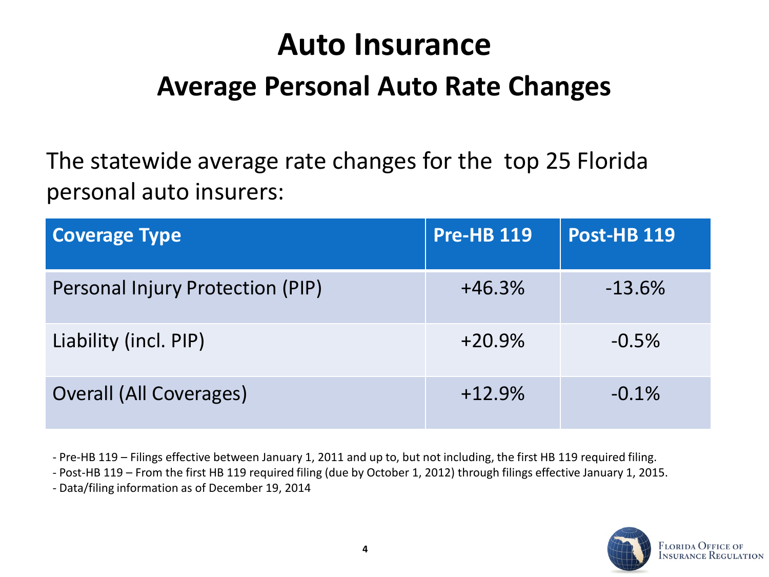# Auto Insurance

## Average Personal Auto Rate Changes

The statewide average rate changes for the top 25 Florida personal auto insurers:

| Coverage Type | Pre-HB 119 | Post-HB 119 |
|---|---|---|
| Personal Injury Protection (PIP) | +46.3% | -13.6% |
| Liability (incl. PIP) | +20.9% | -0.5% |
| Overall (All Coverages) | +12.9% | -0.1% |

- Pre-HB 119 – Filings effective between January 1, 2011 and up to, but not including, the first HB 119 required filing.
- Post-HB 119 – From the first HB 119 required filing (due by October 1, 2012) through filings effective January 1, 2015.
- Data/filing information as of December 19, 2014

Florida Office of Insurance Regulation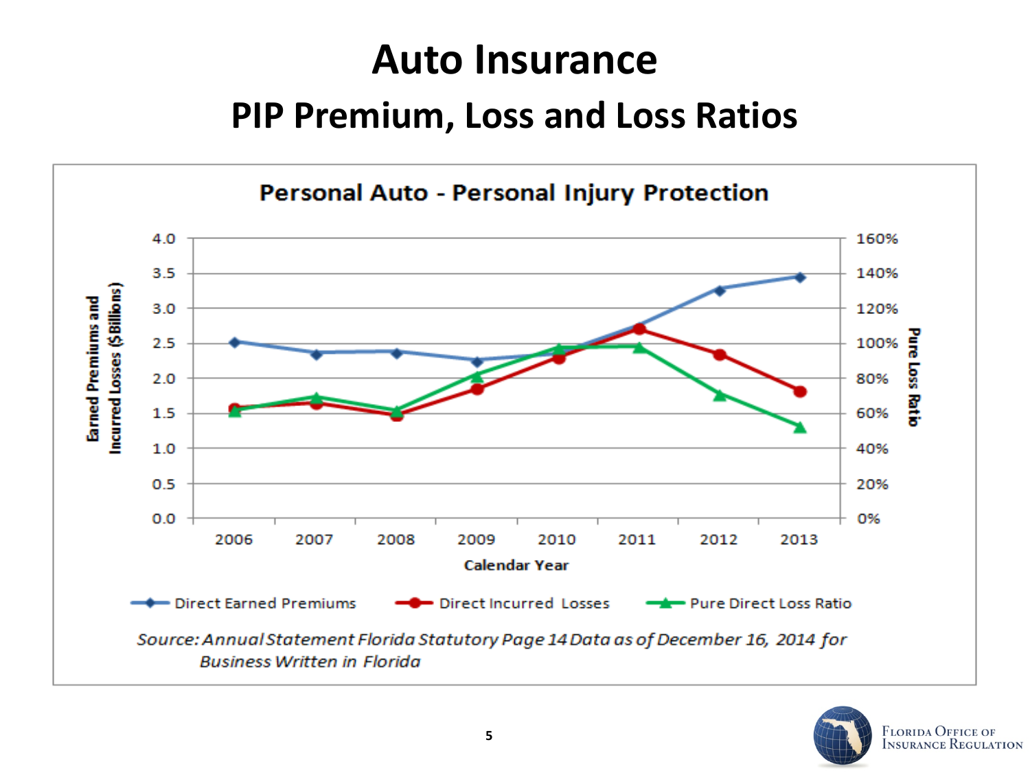# Auto Insurance

## PIP Premium, Loss and Loss Ratios

**Personal Auto - Personal Injury Protection**

Earned Premiums and Incurred Losses ($Billions)

4.0
3.5
3.0
2.5
2.0
1.5
1.0
0.5
0.0

Pure Loss Ratio

160%
140%
120%
100%
80%
60%
40%
20%
0%

2006 2007 2008 2009 2010 2011 2012 2013

**Calendar Year**

Direct Earned Premiums — Direct Incurred Losses — Pure Direct Loss Ratio

*Source: Annual Statement Florida Statutory Page 14 Data as of December 16, 2014 for Business Written in Florida*

Florida Office of Insurance Regulation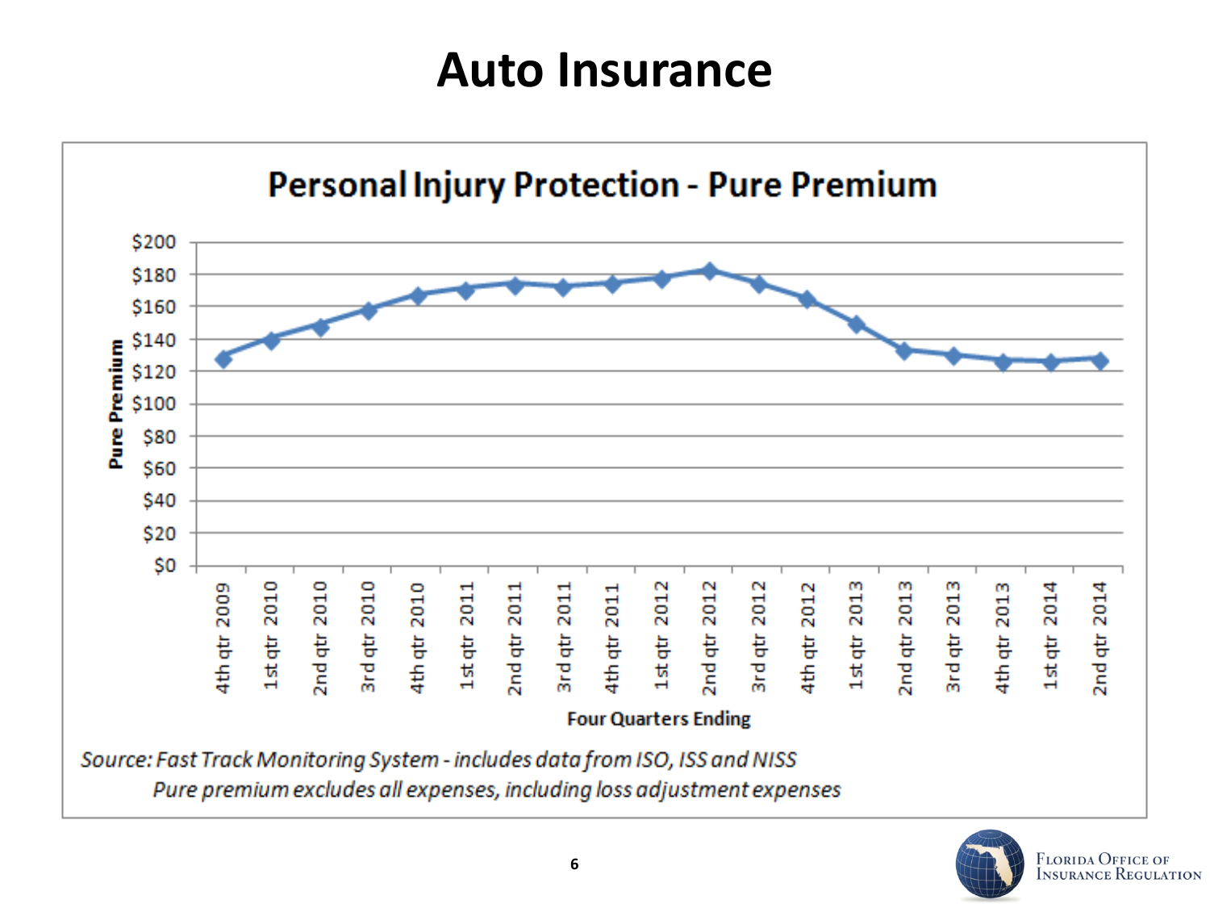# Auto Insurance

## Personal Injury Protection - Pure Premium

Pure Premium ($0–$200) by Four Quarters Ending: 4th qtr 2009, 1st qtr 2010, 2nd qtr 2010, 3rd qtr 2010, 4th qtr 2010, 1st qtr 2011, 2nd qtr 2011, 3rd qtr 2011, 4th qtr 2011, 1st qtr 2012, 2nd qtr 2012, 3rd qtr 2012, 4th qtr 2012, 1st qtr 2013, 2nd qtr 2013, 3rd qtr 2013, 4th qtr 2013, 1st qtr 2014, 2nd qtr 2014

*Source: Fast Track Monitoring System - includes data from ISO, ISS and NISS*

*Pure premium excludes all expenses, including loss adjustment expenses*

Florida Office of Insurance Regulation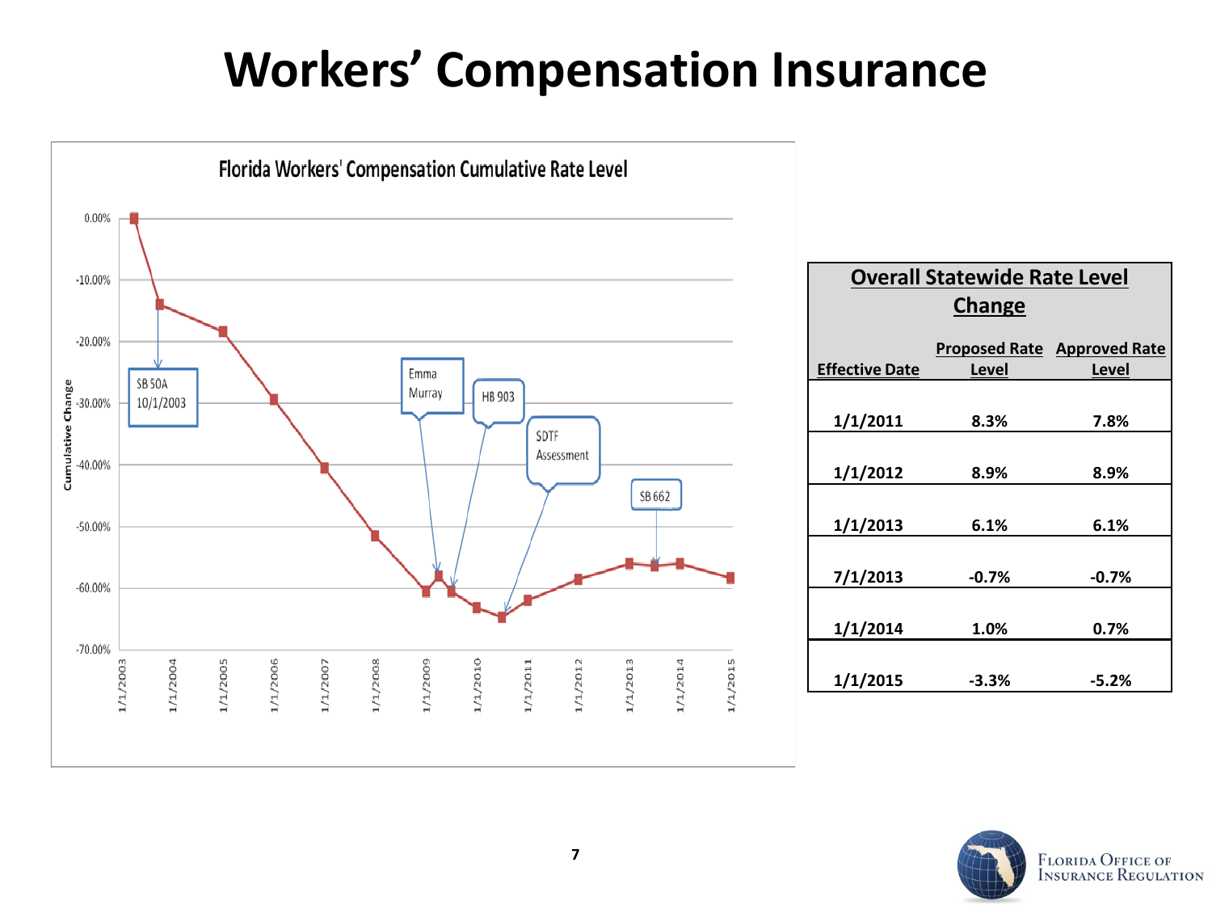# Workers' Compensation Insurance

**Florida Workers' Compensation Cumulative Rate Level**

Cumulative Change

0.00%, -10.00%, -20.00%, -30.00%, -40.00%, -50.00%, -60.00%, -70.00%

1/1/2003, 1/1/2004, 1/1/2005, 1/1/2006, 1/1/2007, 1/1/2008, 1/1/2009, 1/1/2010, 1/1/2011, 1/1/2012, 1/1/2013, 1/1/2014, 1/1/2015

SB 50A 10/1/2003

Emma Murray

HB 903

SDTF Assessment

SB 662

| Overall Statewide Rate Level Change | | |
|---|---|---|
| **Effective Date** | **Proposed Rate Level** | **Approved Rate Level** |
| 1/1/2011 | 8.3% | 7.8% |
| 1/1/2012 | 8.9% | 8.9% |
| 1/1/2013 | 6.1% | 6.1% |
| 7/1/2013 | -0.7% | -0.7% |
| 1/1/2014 | 1.0% | 0.7% |
| 1/1/2015 | -3.3% | -5.2% |

Florida Office of Insurance Regulation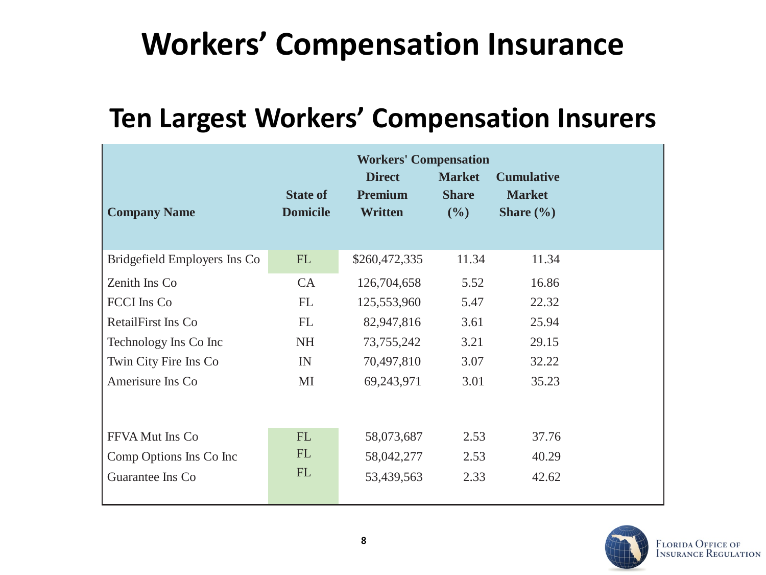# Workers' Compensation Insurance

## Ten Largest Workers' Compensation Insurers

| Company Name | State of Domicile | Workers' Compensation Direct Premium Written | Market Share (%) | Cumulative Market Share (%) |
|---|---|---|---|---|
| Bridgefield Employers Ins Co | FL | $260,472,335 | 11.34 | 11.34 |
| Zenith Ins Co | CA | 126,704,658 | 5.52 | 16.86 |
| FCCI Ins Co | FL | 125,553,960 | 5.47 | 22.32 |
| RetailFirst Ins Co | FL | 82,947,816 | 3.61 | 25.94 |
| Technology Ins Co Inc | NH | 73,755,242 | 3.21 | 29.15 |
| Twin City Fire Ins Co | IN | 70,497,810 | 3.07 | 32.22 |
| Amerisure Ins Co | MI | 69,243,971 | 3.01 | 35.23 |
| FFVA Mut Ins Co | FL | 58,073,687 | 2.53 | 37.76 |
| Comp Options Ins Co Inc | FL | 58,042,277 | 2.53 | 40.29 |
| Guarantee Ins Co | FL | 53,439,563 | 2.33 | 42.62 |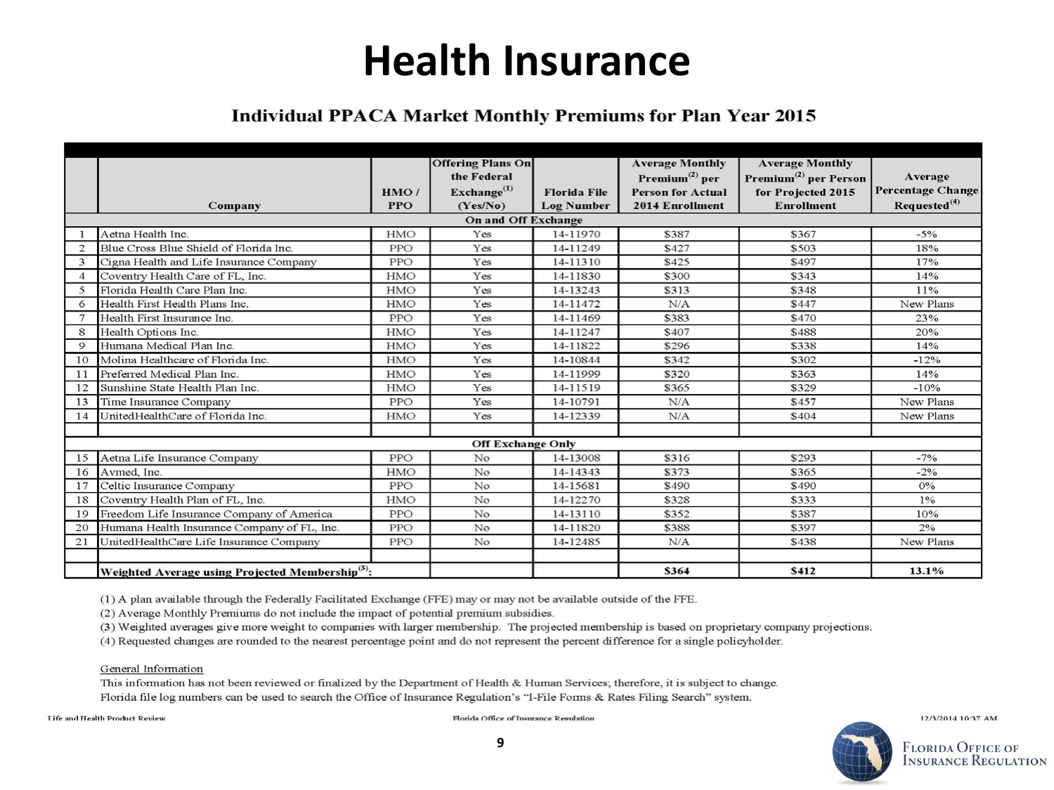# Health Insurance

## Individual PPACA Market Monthly Premiums for Plan Year 2015

| | Company | HMO / PPO | Offering Plans On the Federal Exchange[1] (Yes/No) | Florida File Log Number | Average Monthly Premium[2] per Person for Actual 2014 Enrollment | Average Monthly Premium[2] per Person for Projected 2015 Enrollment | Average Percentage Change Requested[4] |
|---|---|---|---|---|---|---|---|
| | **On and Off Exchange** | | | | | | |
| 1 | Aetna Health Inc. | HMO | Yes | 14-11970 | $387 | $367 | -5% |
| 2 | Blue Cross Blue Shield of Florida Inc. | PPO | Yes | 14-11249 | $427 | $503 | 18% |
| 3 | Cigna Health and Life Insurance Company | PPO | Yes | 14-11310 | $425 | $497 | 17% |
| 4 | Coventry Health Care of FL, Inc. | HMO | Yes | 14-11830 | $300 | $343 | 14% |
| 5 | Florida Health Care Plan Inc. | HMO | Yes | 14-13243 | $313 | $348 | 11% |
| 6 | Health First Health Plans Inc. | HMO | Yes | 14-11472 | N/A | $447 | New Plans |
| 7 | Health First Insurance Inc. | PPO | Yes | 14-11469 | $383 | $470 | 23% |
| 8 | Health Options Inc. | HMO | Yes | 14-11247 | $407 | $488 | 20% |
| 9 | Humana Medical Plan Inc. | HMO | Yes | 14-11822 | $296 | $338 | 14% |
| 10 | Molina Healthcare of Florida Inc. | HMO | Yes | 14-10844 | $342 | $302 | -12% |
| 11 | Preferred Medical Plan Inc. | HMO | Yes | 14-11999 | $320 | $363 | 14% |
| 12 | Sunshine State Health Plan Inc. | HMO | Yes | 14-11519 | $365 | $329 | -10% |
| 13 | Time Insurance Company | PPO | Yes | 14-10791 | N/A | $457 | New Plans |
| 14 | UnitedHealthCare of Florida Inc. | HMO | Yes | 14-12339 | N/A | $404 | New Plans |
| | | | | | | | |
| | **Off Exchange Only** | | | | | | |
| 15 | Aetna Life Insurance Company | PPO | No | 14-13008 | $316 | $293 | -7% |
| 16 | Avmed, Inc. | HMO | No | 14-14343 | $373 | $365 | -2% |
| 17 | Celtic Insurance Company | PPO | No | 14-15681 | $490 | $490 | 0% |
| 18 | Coventry Health Plan of FL, Inc. | HMO | No | 14-12270 | $328 | $333 | 1% |
| 19 | Freedom Life Insurance Company of America | PPO | No | 14-13110 | $352 | $387 | 10% |
| 20 | Humana Health Insurance Company of FL, Inc. | PPO | No | 14-11820 | $388 | $397 | 2% |
| 21 | UnitedHealthCare Life Insurance Company | PPO | No | 14-12485 | N/A | $438 | New Plans |
| | | | | | | | |
| | **Weighted Average using Projected Membership[3]:** | | | | **$364** | **$412** | **13.1%** |

(1) A plan available through the Federally Facilitated Exchange (FFE) may or may not be available outside of the FFE.
(2) Average Monthly Premiums do not include the impact of potential premium subsidies.
(3) Weighted averages give more weight to companies with larger membership. The projected membership is based on proprietary company projections.
(4) Requested changes are rounded to the nearest percentage point and do not represent the percent difference for a single policyholder.

General Information
This information has not been reviewed or finalized by the Department of Health & Human Services; therefore, it is subject to change.
Florida file log numbers can be used to search the Office of Insurance Regulation's "I-File Forms & Rates Filing Search" system.

Life and Health Product Review    Florida Office of Insurance Regulation    12/3/2014 10:37 AM

Florida Office of Insurance Regulation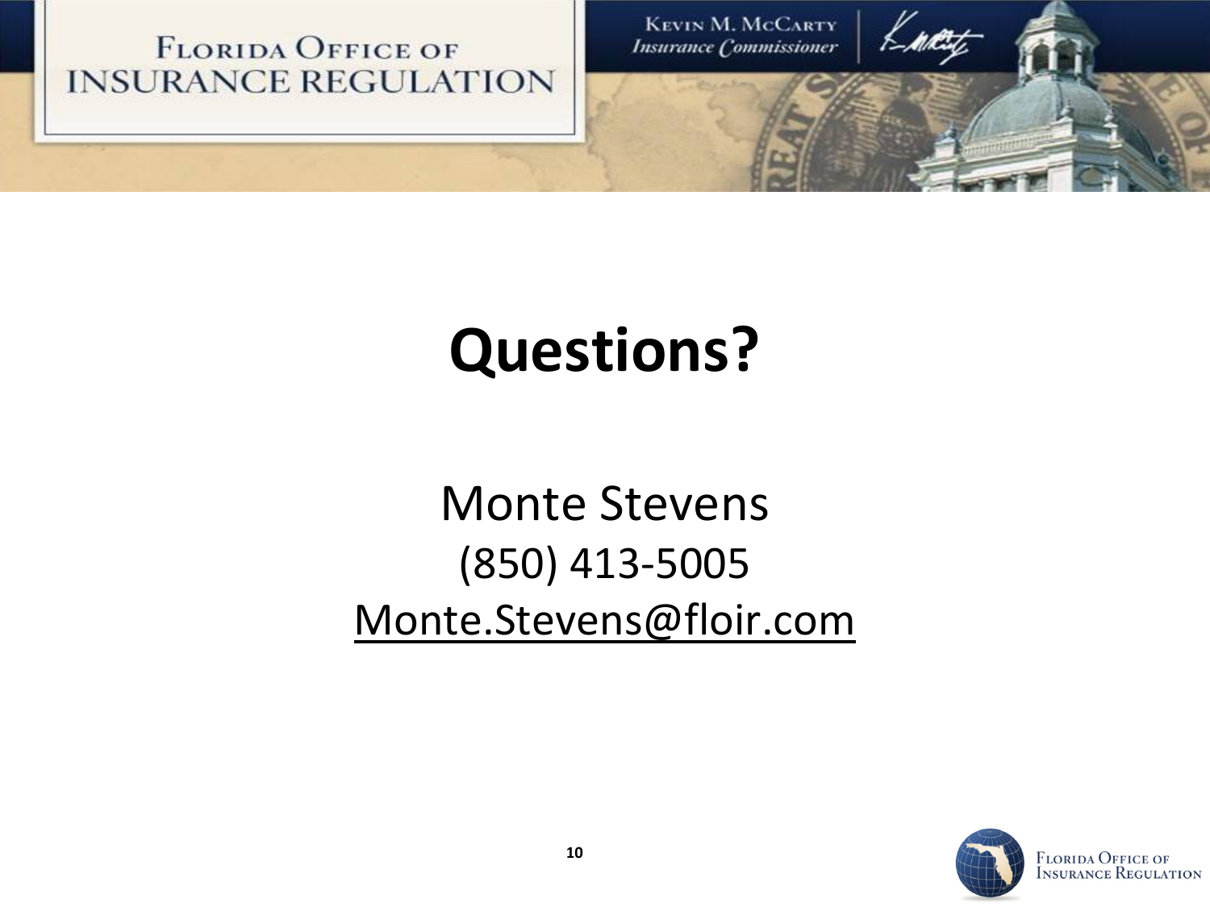# Questions?

Monte Stevens

(850) 413-5005

Monte.Stevens@floir.com